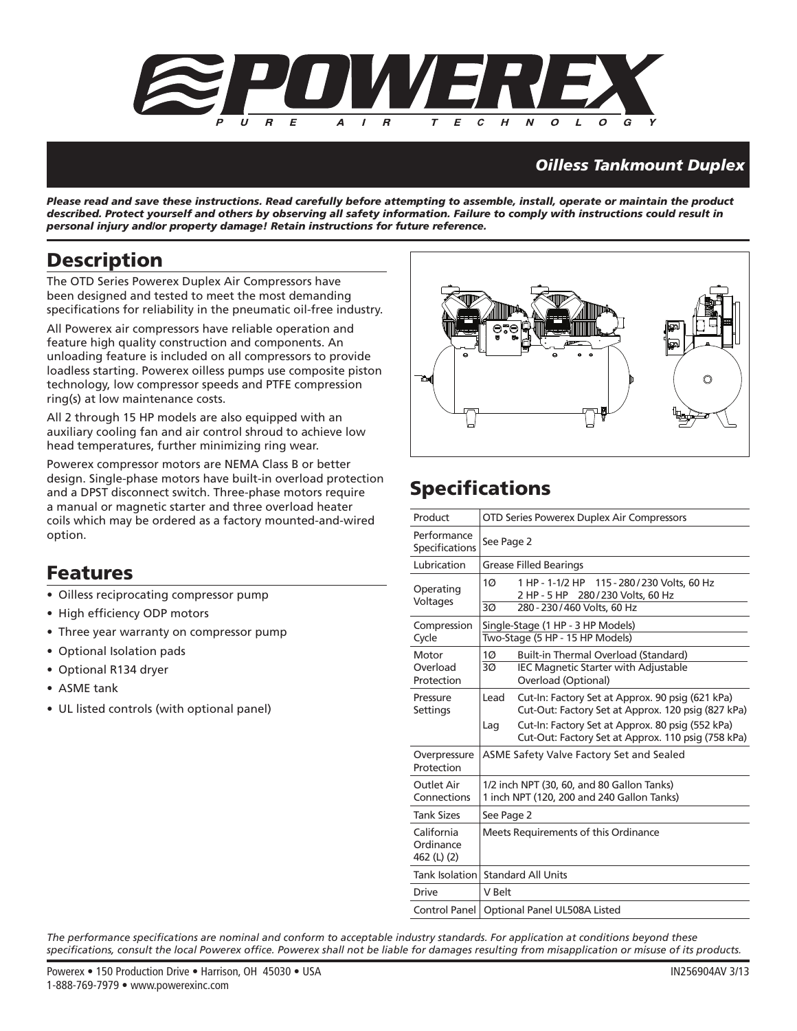# POWEREX

PURE AIR TECHNOLOGY

## Oilless Tankmount Duplex

***Please read and save these instructions. Read carefully before attempting to assemble, install, operate or maintain the product described. Protect yourself and others by observing all safety information. Failure to comply with instructions could result in personal injury and/or property damage! Retain instructions for future reference.***

## Description

The OTD Series Powerex Duplex Air Compressors have been designed and tested to meet the most demanding specifications for reliability in the pneumatic oil-free industry.

All Powerex air compressors have reliable operation and feature high quality construction and components. An unloading feature is included on all compressors to provide loadless starting. Powerex oilless pumps use composite piston technology, low compressor speeds and PTFE compression ring(s) at low maintenance costs.

All 2 through 15 HP models are also equipped with an auxiliary cooling fan and air control shroud to achieve low head temperatures, further minimizing ring wear.

Powerex compressor motors are NEMA Class B or better design. Single-phase motors have built-in overload protection and a DPST disconnect switch. Three-phase motors require a manual or magnetic starter and three overload heater coils which may be ordered as a factory mounted-and-wired option.

## Features

- Oilless reciprocating compressor pump
- High efficiency ODP motors
- Three year warranty on compressor pump
- Optional Isolation pads
- Optional R134 dryer
- ASME tank
- UL listed controls (with optional panel)

## Specifications

| Product | OTD Series Powerex Duplex Air Compressors |
|---|---|
| Performance Specifications | See Page 2 |
| Lubrication | Grease Filled Bearings |
| Operating Voltages | 1Ø 1 HP - 1-1/2 HP 115 - 280 / 230 Volts, 60 Hz<br>2 HP - 5 HP 280 / 230 Volts, 60 Hz<br>3Ø 280 - 230 / 460 Volts, 60 Hz |
| Compression Cycle | Single-Stage (1 HP - 3 HP Models)<br>Two-Stage (5 HP - 15 HP Models) |
| Motor Overload Protection | 1Ø Built-in Thermal Overload (Standard)<br>3Ø IEC Magnetic Starter with Adjustable Overload (Optional) |
| Pressure Settings | Lead Cut-In: Factory Set at Approx. 90 psig (621 kPa)<br>Cut-Out: Factory Set at Approx. 120 psig (827 kPa)<br>Lag Cut-In: Factory Set at Approx. 80 psig (552 kPa)<br>Cut-Out: Factory Set at Approx. 110 psig (758 kPa) |
| Overpressure Protection | ASME Safety Valve Factory Set and Sealed |
| Outlet Air Connections | 1/2 inch NPT (30, 60, and 80 Gallon Tanks)<br>1 inch NPT (120, 200 and 240 Gallon Tanks) |
| Tank Sizes | See Page 2 |
| California Ordinance 462 (L) (2) | Meets Requirements of this Ordinance |
| Tank Isolation | Standard All Units |
| Drive | V Belt |
| Control Panel | Optional Panel UL508A Listed |

*The performance specifications are nominal and conform to acceptable industry standards. For application at conditions beyond these specifications, consult the local Powerex office. Powerex shall not be liable for damages resulting from misapplication or misuse of its products.*

Powerex • 150 Production Drive • Harrison, OH 45030 • USA
1-888-769-7979 • www.powerexinc.com

IN256904AV 3/13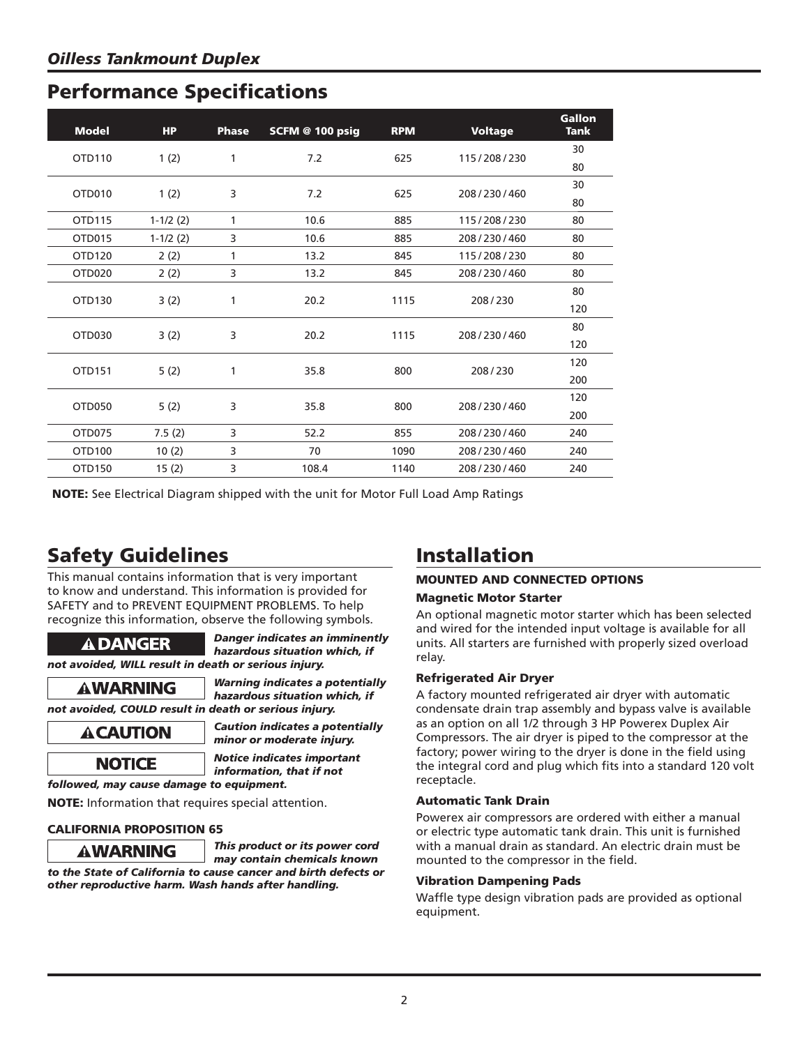## Oilless Tankmount Duplex

# Performance Specifications

| Model | HP | Phase | SCFM @ 100 psig | RPM | Voltage | Gallon Tank |
|---|---|---|---|---|---|---|
| OTD110 | 1 (2) | 1 | 7.2 | 625 | 115 / 208 / 230 | 30 |
| | | | | | | 80 |
| OTD010 | 1 (2) | 3 | 7.2 | 625 | 208 / 230 / 460 | 30 |
| | | | | | | 80 |
| OTD115 | 1-1/2 (2) | 1 | 10.6 | 885 | 115 / 208 / 230 | 80 |
| OTD015 | 1-1/2 (2) | 3 | 10.6 | 885 | 208 / 230 / 460 | 80 |
| OTD120 | 2 (2) | 1 | 13.2 | 845 | 115 / 208 / 230 | 80 |
| OTD020 | 2 (2) | 3 | 13.2 | 845 | 208 / 230 / 460 | 80 |
| OTD130 | 3 (2) | 1 | 20.2 | 1115 | 208 / 230 | 80 |
| | | | | | | 120 |
| OTD030 | 3 (2) | 3 | 20.2 | 1115 | 208 / 230 / 460 | 80 |
| | | | | | | 120 |
| OTD151 | 5 (2) | 1 | 35.8 | 800 | 208 / 230 | 120 |
| | | | | | | 200 |
| OTD050 | 5 (2) | 3 | 35.8 | 800 | 208 / 230 / 460 | 120 |
| | | | | | | 200 |
| OTD075 | 7.5 (2) | 3 | 52.2 | 855 | 208 / 230 / 460 | 240 |
| OTD100 | 10 (2) | 3 | 70 | 1090 | 208 / 230 / 460 | 240 |
| OTD150 | 15 (2) | 3 | 108.4 | 1140 | 208 / 230 / 460 | 240 |

**NOTE:** See Electrical Diagram shipped with the unit for Motor Full Load Amp Ratings

# Safety Guidelines

This manual contains information that is very important to know and understand. This information is provided for SAFETY and to PREVENT EQUIPMENT PROBLEMS. To help recognize this information, observe the following symbols.

**⚠DANGER** ***Danger indicates an imminently hazardous situation which, if not avoided, WILL result in death or serious injury.***

**⚠WARNING** ***Warning indicates a potentially hazardous situation which, if not avoided, COULD result in death or serious injury.***

**⚠CAUTION** ***Caution indicates a potentially minor or moderate injury.***

**NOTICE** ***Notice indicates important information, that if not followed, may cause damage to equipment.***

**NOTE:** Information that requires special attention.

### CALIFORNIA PROPOSITION 65

**⚠WARNING** ***This product or its power cord may contain chemicals known to the State of California to cause cancer and birth defects or other reproductive harm. Wash hands after handling.***

# Installation

### MOUNTED AND CONNECTED OPTIONS

#### Magnetic Motor Starter

An optional magnetic motor starter which has been selected and wired for the intended input voltage is available for all units. All starters are furnished with properly sized overload relay.

#### Refrigerated Air Dryer

A factory mounted refrigerated air dryer with automatic condensate drain trap assembly and bypass valve is available as an option on all 1/2 through 3 HP Powerex Duplex Air Compressors. The air dryer is piped to the compressor at the factory; power wiring to the dryer is done in the field using the integral cord and plug which fits into a standard 120 volt receptacle.

#### Automatic Tank Drain

Powerex air compressors are ordered with either a manual or electric type automatic tank drain. This unit is furnished with a manual drain as standard. An electric drain must be mounted to the compressor in the field.

#### Vibration Dampening Pads

Waffle type design vibration pads are provided as optional equipment.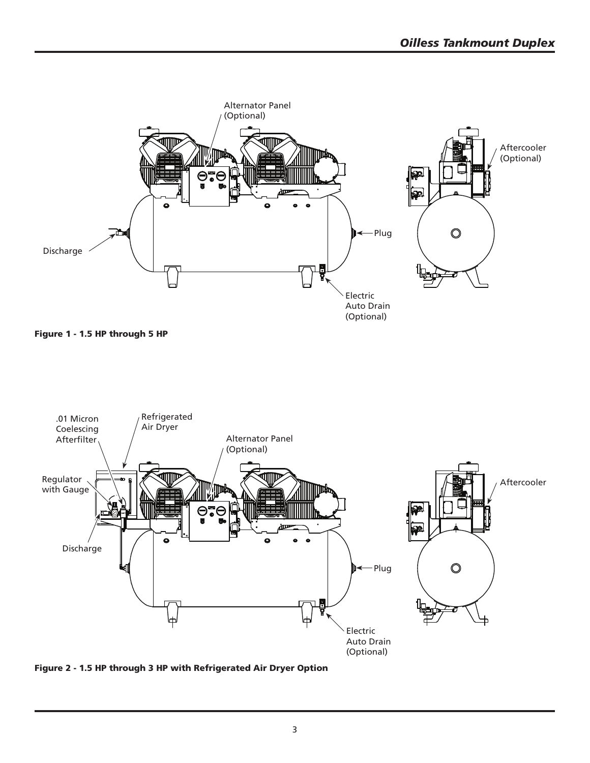Alternator Panel (Optional)

Aftercooler (Optional)

Discharge

Plug

Electric Auto Drain (Optional)

**Figure 1 - 1.5 HP through 5 HP**

.01 Micron Coelescing Afterfilter

Refrigerated Air Dryer

Alternator Panel (Optional)

Regulator with Gauge

Aftercooler

Discharge

Plug

Electric Auto Drain (Optional)

**Figure 2 - 1.5 HP through 3 HP with Refrigerated Air Dryer Option**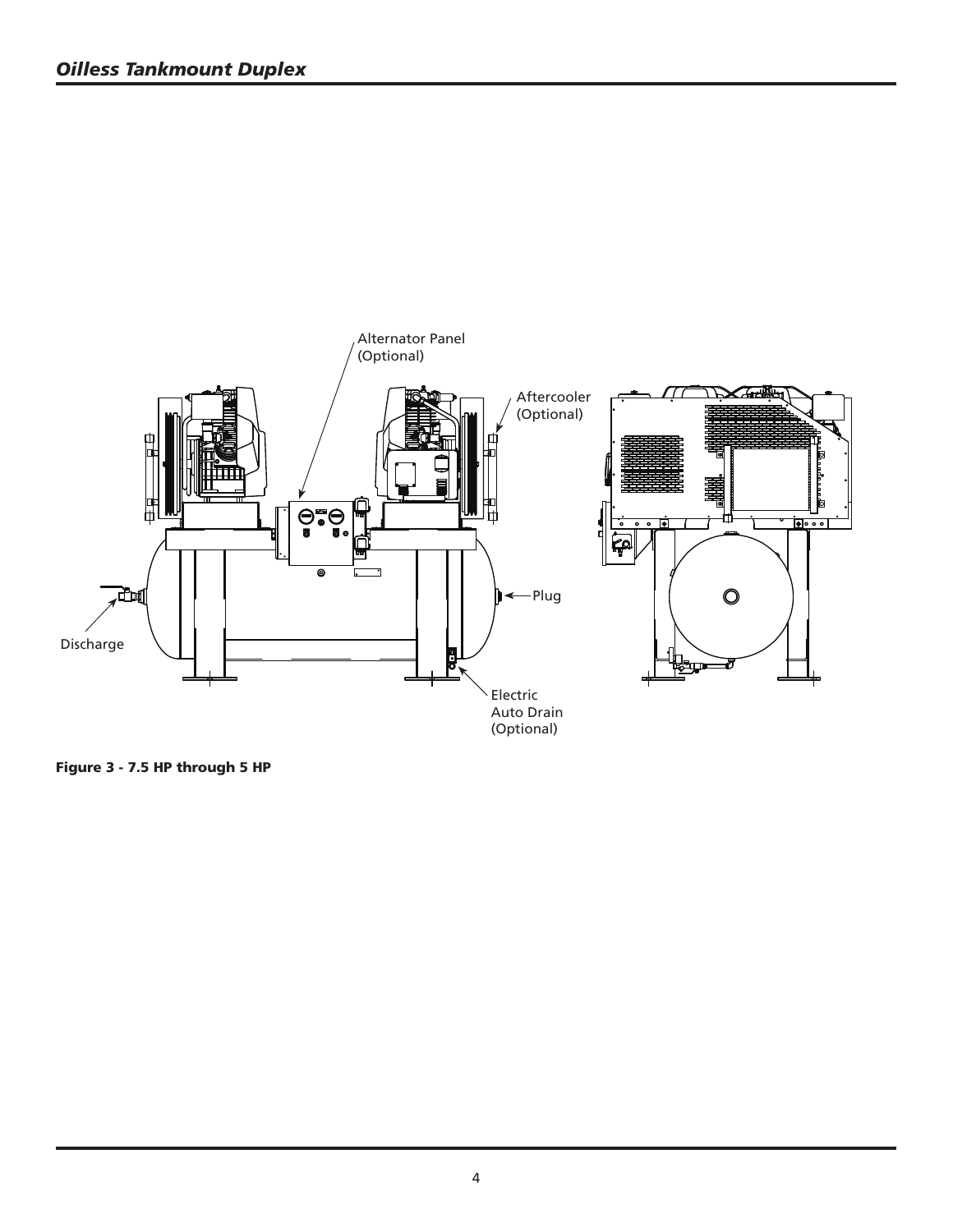Alternator Panel (Optional)

Aftercooler (Optional)

Plug

Discharge

Electric Auto Drain (Optional)

**Figure 3 - 7.5 HP through 5 HP**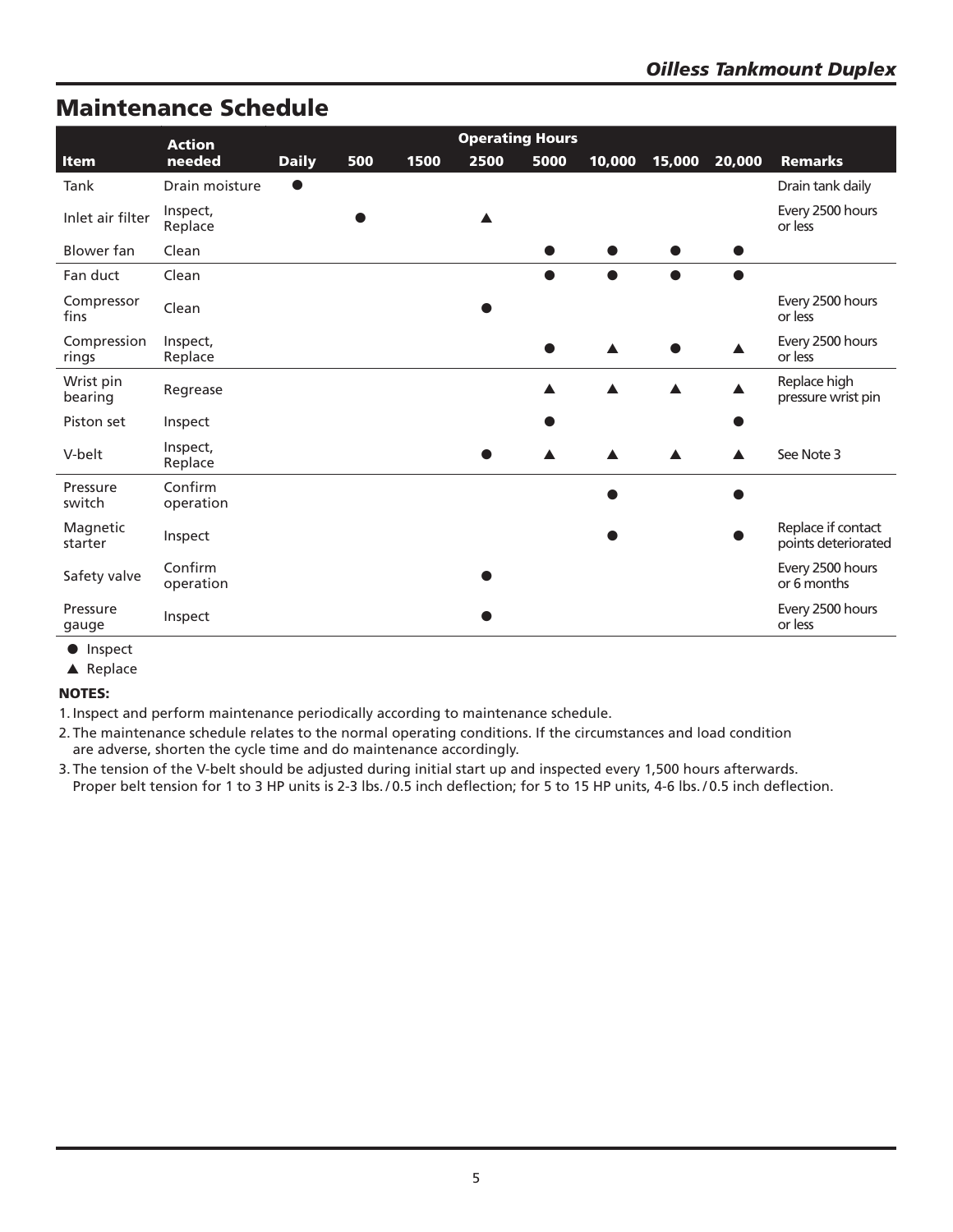## Maintenance Schedule

| Item | Action needed | Daily | 500 | 1500 | 2500 | 5000 | 10,000 | 15,000 | 20,000 | Remarks |
|---|---|---|---|---|---|---|---|---|---|---|
| | | Operating Hours | | | | | | | | |
| Tank | Drain moisture | ● | | | | | | | | Drain tank daily |
| Inlet air filter | Inspect, Replace | | ● | | ▲ | | | | | Every 2500 hours or less |
| Blower fan | Clean | | | | | ● | ● | ● | ● | |
| Fan duct | Clean | | | | | ● | ● | ● | ● | |
| Compressor fins | Clean | | | | ● | | | | | Every 2500 hours or less |
| Compression rings | Inspect, Replace | | | | | ● | ▲ | ● | ▲ | Every 2500 hours or less |
| Wrist pin bearing | Regrease | | | | | ▲ | ▲ | ▲ | ▲ | Replace high pressure wrist pin |
| Piston set | Inspect | | | | | ● | | | ● | |
| V-belt | Inspect, Replace | | | | ● | ▲ | ▲ | ▲ | ▲ | See Note 3 |
| Pressure switch | Confirm operation | | | | | | ● | | ● | |
| Magnetic starter | Inspect | | | | | | ● | | ● | Replace if contact points deteriorated |
| Safety valve | Confirm operation | | | | ● | | | | | Every 2500 hours or 6 months |
| Pressure gauge | Inspect | | | | ● | | | | | Every 2500 hours or less |

● Inspect

▲ Replace

**NOTES:**

1. Inspect and perform maintenance periodically according to maintenance schedule.
2. The maintenance schedule relates to the normal operating conditions. If the circumstances and load condition are adverse, shorten the cycle time and do maintenance accordingly.
3. The tension of the V-belt should be adjusted during initial start up and inspected every 1,500 hours afterwards. Proper belt tension for 1 to 3 HP units is 2-3 lbs. / 0.5 inch deflection; for 5 to 15 HP units, 4-6 lbs. / 0.5 inch deflection.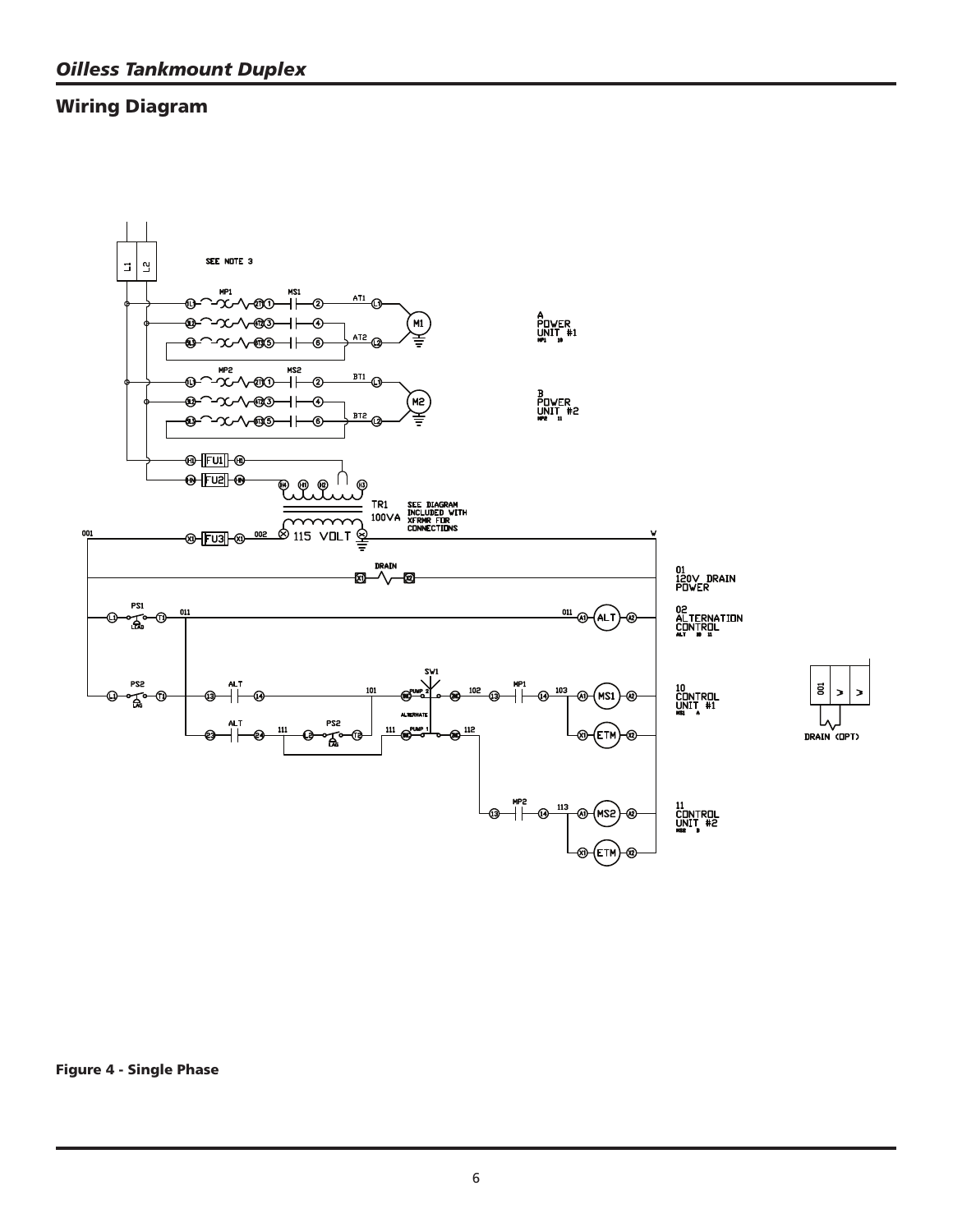## Wiring Diagram

SEE NOTE 3

A
POWER
UNIT #1

B
POWER
UNIT #2

TR1
100VA

SEE DIAGRAM
INCLUDED WITH
XFRMR FOR
CONNECTIONS

115 VOLT

01
120V DRAIN
POWER

02
ALTERNATION
CONTROL

10
CONTROL
UNIT #1

11
CONTROL
UNIT #2

DRAIN (OPT)

**Figure 4 - Single Phase**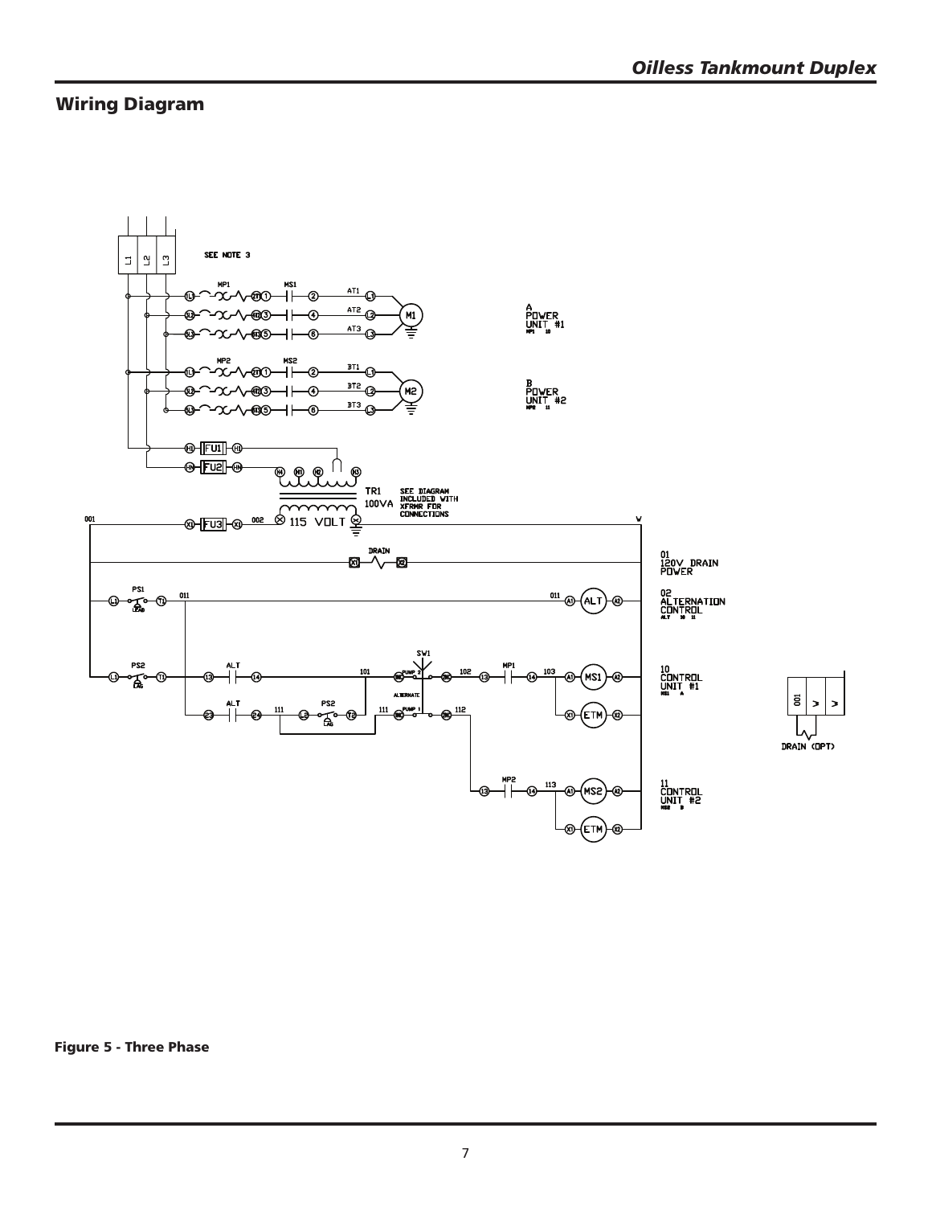## Wiring Diagram

Figure 5 - Three Phase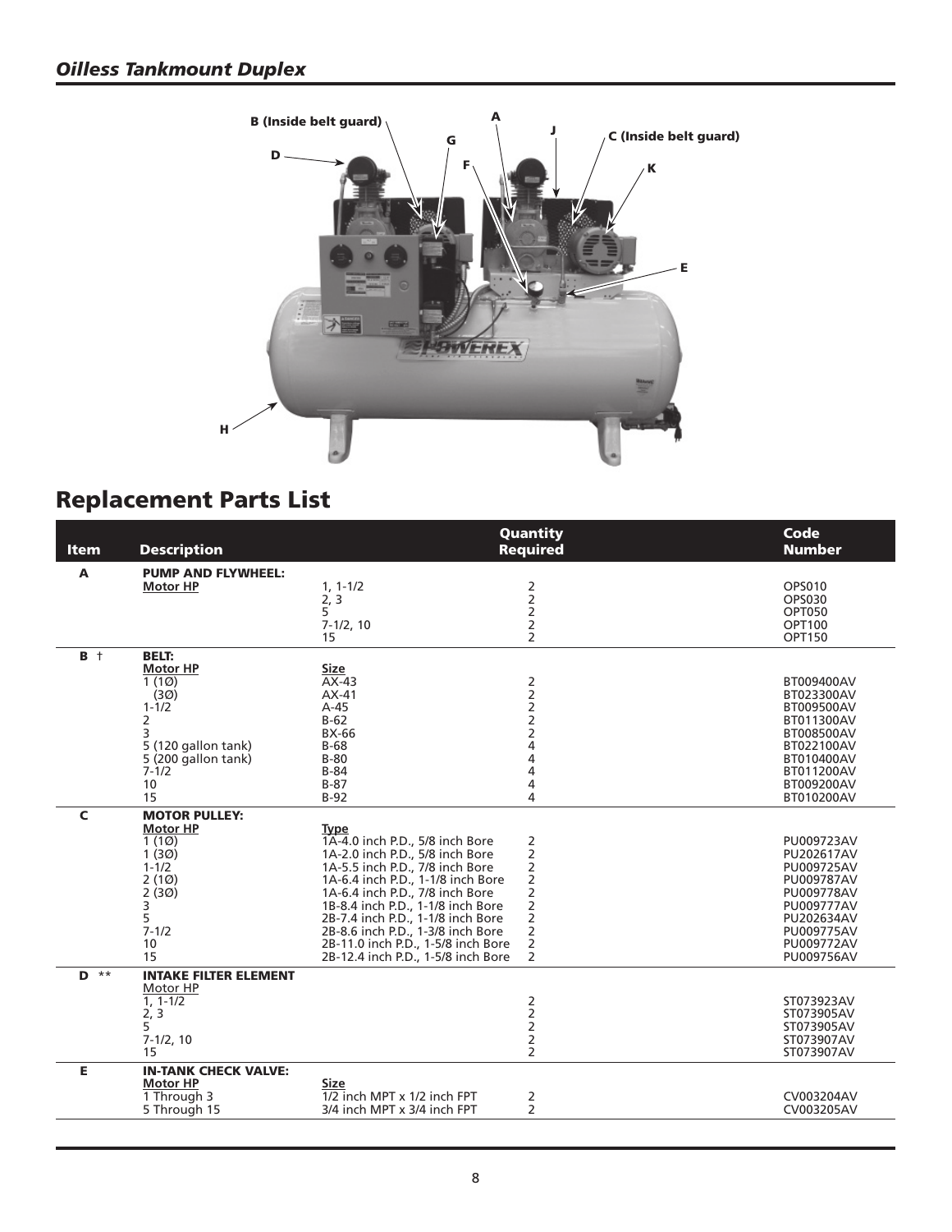## *Oilless Tankmount Duplex*

B (Inside belt guard)

A

J

C (Inside belt guard)

G

D

F

K

E

H

# Replacement Parts List

| Item | Description | | Quantity Required | Code Number |
|---|---|---|---|---|
| **A** | **PUMP AND FLYWHEEL:** | | | |
| | **Motor HP** | 1, 1-1/2 | 2 | OPS010 |
| | | 2, 3 | 2 | OPS030 |
| | | 5 | 2 | OPT050 |
| | | 7-1/2, 10 | 2 | OPT100 |
| | | 15 | 2 | OPT150 |
| **B** † | **BELT:** | | | |
| | **Motor HP** | **Size** | | |
| | 1 (1Ø) | AX-43 | 2 | BT009400AV |
| | (3Ø) | AX-41 | 2 | BT023300AV |
| | 1-1/2 | A-45 | 2 | BT009500AV |
| | 2 | B-62 | 2 | BT011300AV |
| | 3 | BX-66 | 2 | BT008500AV |
| | 5 (120 gallon tank) | B-68 | 4 | BT022100AV |
| | 5 (200 gallon tank) | B-80 | 4 | BT010400AV |
| | 7-1/2 | B-84 | 4 | BT011200AV |
| | 10 | B-87 | 4 | BT009200AV |
| | 15 | B-92 | 4 | BT010200AV |
| **C** | **MOTOR PULLEY:** | | | |
| | **Motor HP** | **Type** | | |
| | 1 (1Ø) | 1A-4.0 inch P.D., 5/8 inch Bore | 2 | PU009723AV |
| | 1 (3Ø) | 1A-2.0 inch P.D., 5/8 inch Bore | 2 | PU202617AV |
| | 1-1/2 | 1A-5.5 inch P.D., 7/8 inch Bore | 2 | PU009725AV |
| | 2 (1Ø) | 1A-6.4 inch P.D., 1-1/8 inch Bore | 2 | PU009787AV |
| | 2 (3Ø) | 1A-6.4 inch P.D., 7/8 inch Bore | 2 | PU009778AV |
| | 3 | 1B-8.4 inch P.D., 1-1/8 inch Bore | 2 | PU009777AV |
| | 5 | 2B-7.4 inch P.D., 1-1/8 inch Bore | 2 | PU202634AV |
| | 7-1/2 | 2B-8.6 inch P.D., 1-3/8 inch Bore | 2 | PU009775AV |
| | 10 | 2B-11.0 inch P.D., 1-5/8 inch Bore | 2 | PU009772AV |
| | 15 | 2B-12.4 inch P.D., 1-5/8 inch Bore | 2 | PU009756AV |
| **D** ** | **INTAKE FILTER ELEMENT** | | | |
| | Motor HP | | | |
| | 1, 1-1/2 | | 2 | ST073923AV |
| | 2, 3 | | 2 | ST073905AV |
| | 5 | | 2 | ST073905AV |
| | 7-1/2, 10 | | 2 | ST073907AV |
| | 15 | | 2 | ST073907AV |
| **E** | **IN-TANK CHECK VALVE:** | | | |
| | **Motor HP** | **Size** | | |
| | 1 Through 3 | 1/2 inch MPT x 1/2 inch FPT | 2 | CV003204AV |
| | 5 Through 15 | 3/4 inch MPT x 3/4 inch FPT | 2 | CV003205AV |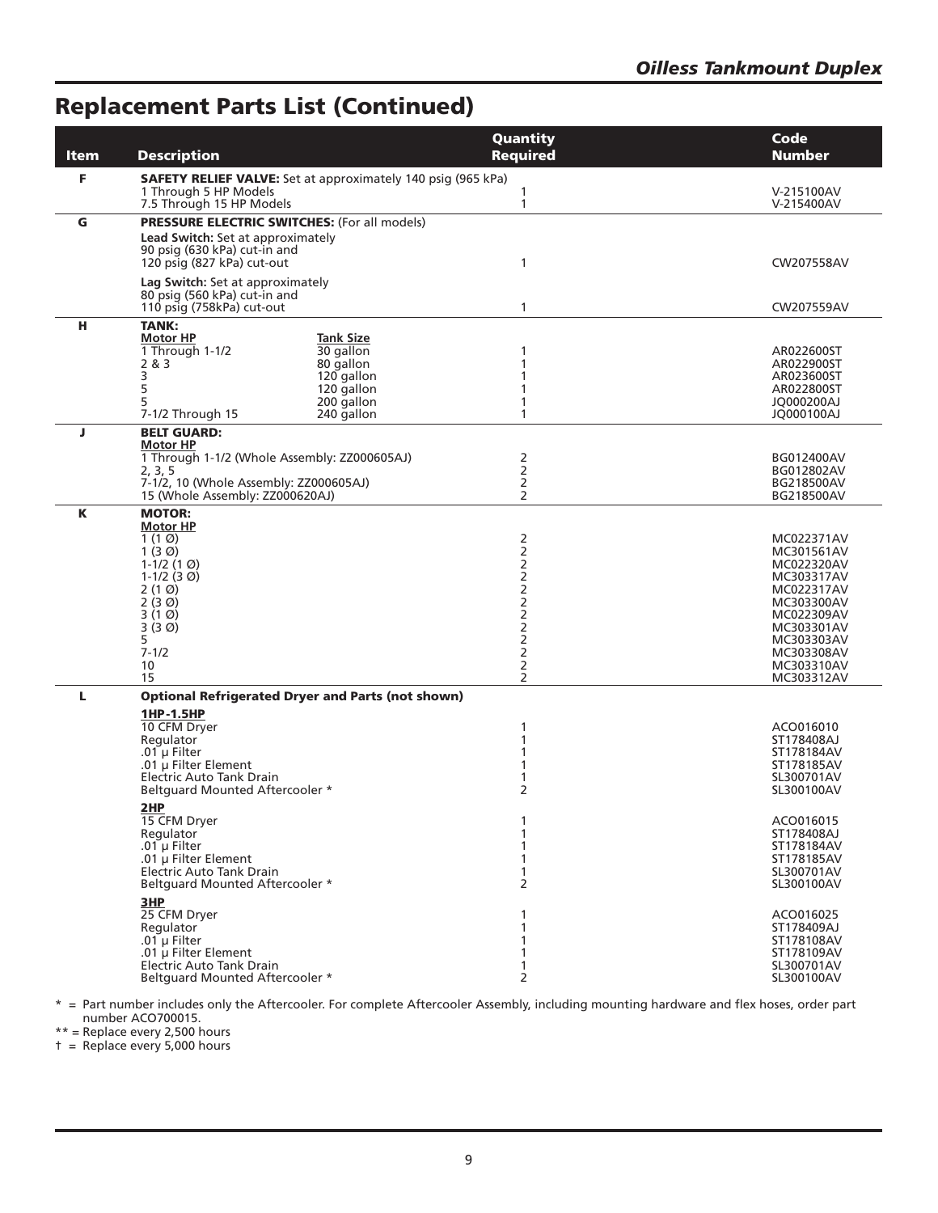## Replacement Parts List (Continued)

| Item | Description | | Quantity Required | Code Number |
|---|---|---|---|---|
| F | **SAFETY RELIEF VALVE:** Set at approximately 140 psig (965 kPa) | | | |
| | 1 Through 5 HP Models | | 1 | V-215100AV |
| | 7.5 Through 15 HP Models | | 1 | V-215400AV |
| G | **PRESSURE ELECTRIC SWITCHES:** (For all models) | | | |
| | **Lead Switch:** Set at approximately 90 psig (630 kPa) cut-in and 120 psig (827 kPa) cut-out | | 1 | CW207558AV |
| | **Lag Switch:** Set at approximately 80 psig (560 kPa) cut-in and 110 psig (758kPa) cut-out | | 1 | CW207559AV |
| H | **TANK:** | | | |
| | **Motor HP** | **Tank Size** | | |
| | 1 Through 1-1/2 | 30 gallon | 1 | AR022600ST |
| | 2 & 3 | 80 gallon | 1 | AR022900ST |
| | 3 | 120 gallon | 1 | AR023600ST |
| | 5 | 120 gallon | 1 | AR022800ST |
| | 5 | 200 gallon | 1 | JQ000200AJ |
| | 7-1/2 Through 15 | 240 gallon | 1 | JQ000100AJ |
| J | **BELT GUARD:** | | | |
| | **Motor HP** | | | |
| | 1 Through 1-1/2 (Whole Assembly: ZZ000605AJ) | | 2 | BG012400AV |
| | 2, 3, 5 | | 2 | BG012802AV |
| | 7-1/2, 10 (Whole Assembly: ZZ000605AJ) | | 2 | BG218500AV |
| | 15 (Whole Assembly: ZZ000620AJ) | | 2 | BG218500AV |
| K | **MOTOR:** | | | |
| | **Motor HP** | | | |
| | 1 (1 Ø) | | 2 | MC022371AV |
| | 1 (3 Ø) | | 2 | MC301561AV |
| | 1-1/2 (1 Ø) | | 2 | MC022320AV |
| | 1-1/2 (3 Ø) | | 2 | MC303317AV |
| | 2 (1 Ø) | | 2 | MC022317AV |
| | 2 (3 Ø) | | 2 | MC303300AV |
| | 3 (1 Ø) | | 2 | MC022309AV |
| | 3 (3 Ø) | | 2 | MC303301AV |
| | 5 | | 2 | MC303303AV |
| | 7-1/2 | | 2 | MC303308AV |
| | 10 | | 2 | MC303310AV |
| | 15 | | 2 | MC303312AV |
| L | **Optional Refrigerated Dryer and Parts (not shown)** | | | |
| | **1HP-1.5HP** | | | |
| | 10 CFM Dryer | | 1 | ACO016010 |
| | Regulator | | 1 | ST178408AJ |
| | .01 µ Filter | | 1 | ST178184AV |
| | .01 µ Filter Element | | 1 | ST178185AV |
| | Electric Auto Tank Drain | | 1 | SL300701AV |
| | Beltguard Mounted Aftercooler * | | 2 | SL300100AV |
| | **2HP** | | | |
| | 15 CFM Dryer | | 1 | ACO016015 |
| | Regulator | | 1 | ST178408AJ |
| | .01 µ Filter | | 1 | ST178184AV |
| | .01 µ Filter Element | | 1 | ST178185AV |
| | Electric Auto Tank Drain | | 1 | SL300701AV |
| | Beltguard Mounted Aftercooler * | | 2 | SL300100AV |
| | **3HP** | | | |
| | 25 CFM Dryer | | 1 | ACO016025 |
| | Regulator | | 1 | ST178409AJ |
| | .01 µ Filter | | 1 | ST178108AV |
| | .01 µ Filter Element | | 1 | ST178109AV |
| | Electric Auto Tank Drain | | 1 | SL300701AV |
| | Beltguard Mounted Aftercooler * | | 2 | SL300100AV |

\* = Part number includes only the Aftercooler. For complete Aftercooler Assembly, including mounting hardware and flex hoses, order part number ACO700015.

** = Replace every 2,500 hours

† = Replace every 5,000 hours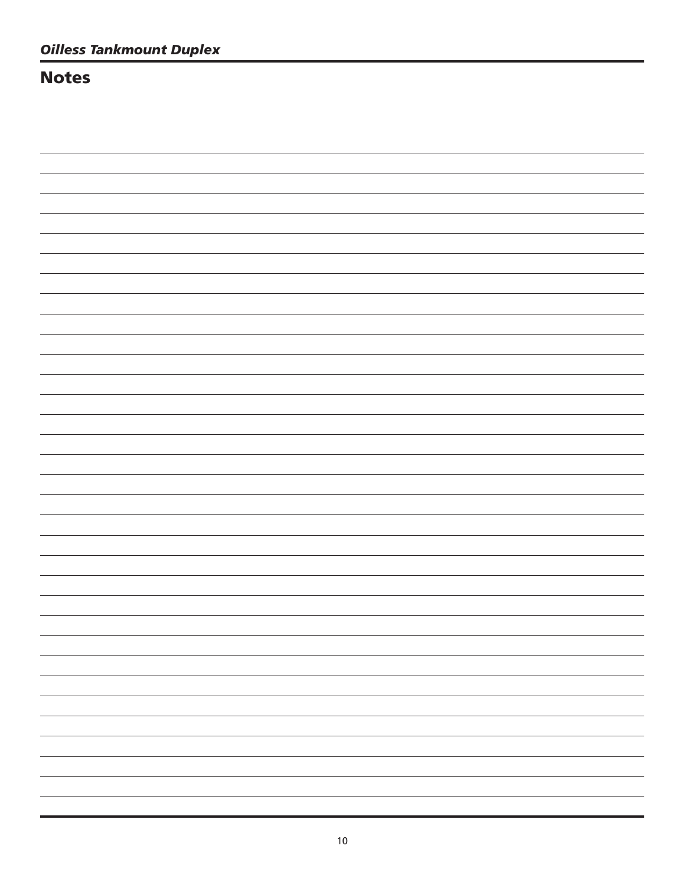## Notes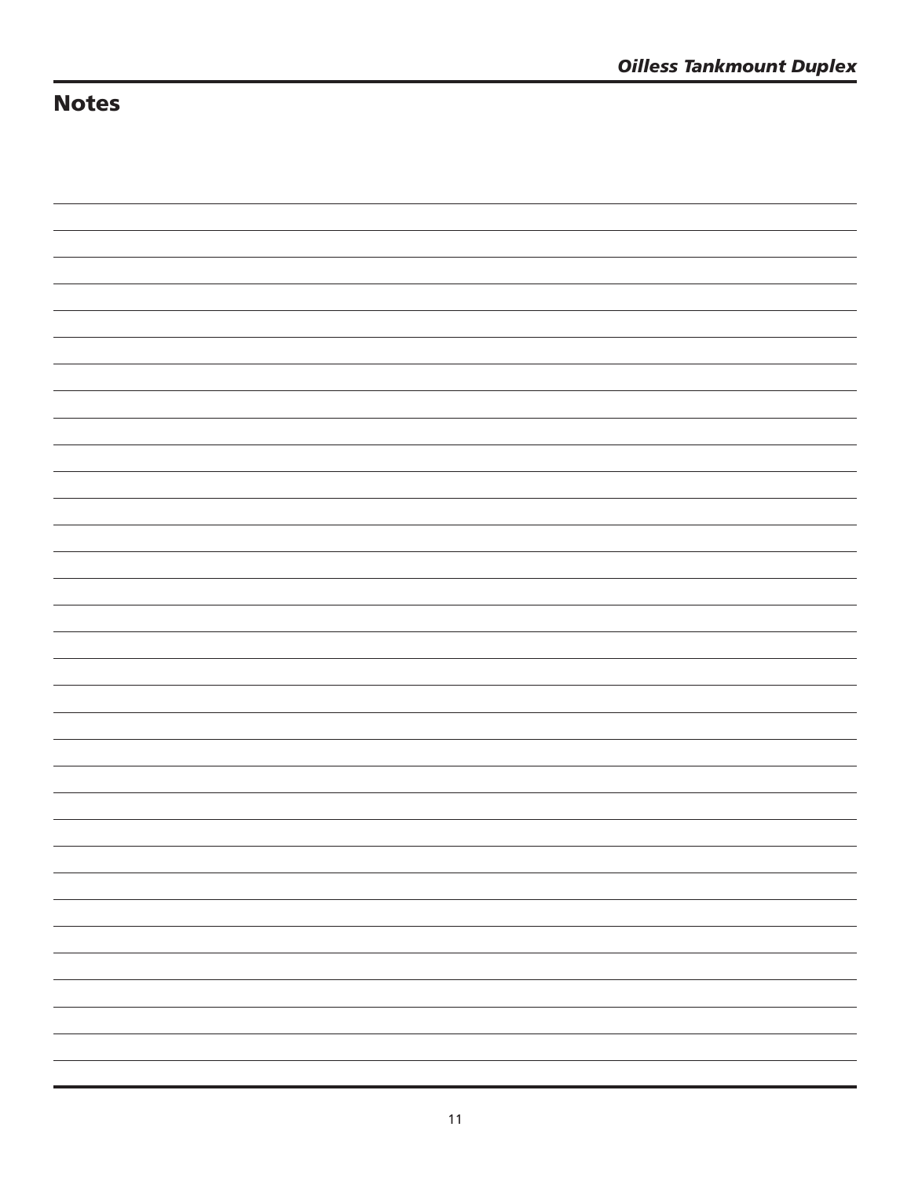## Notes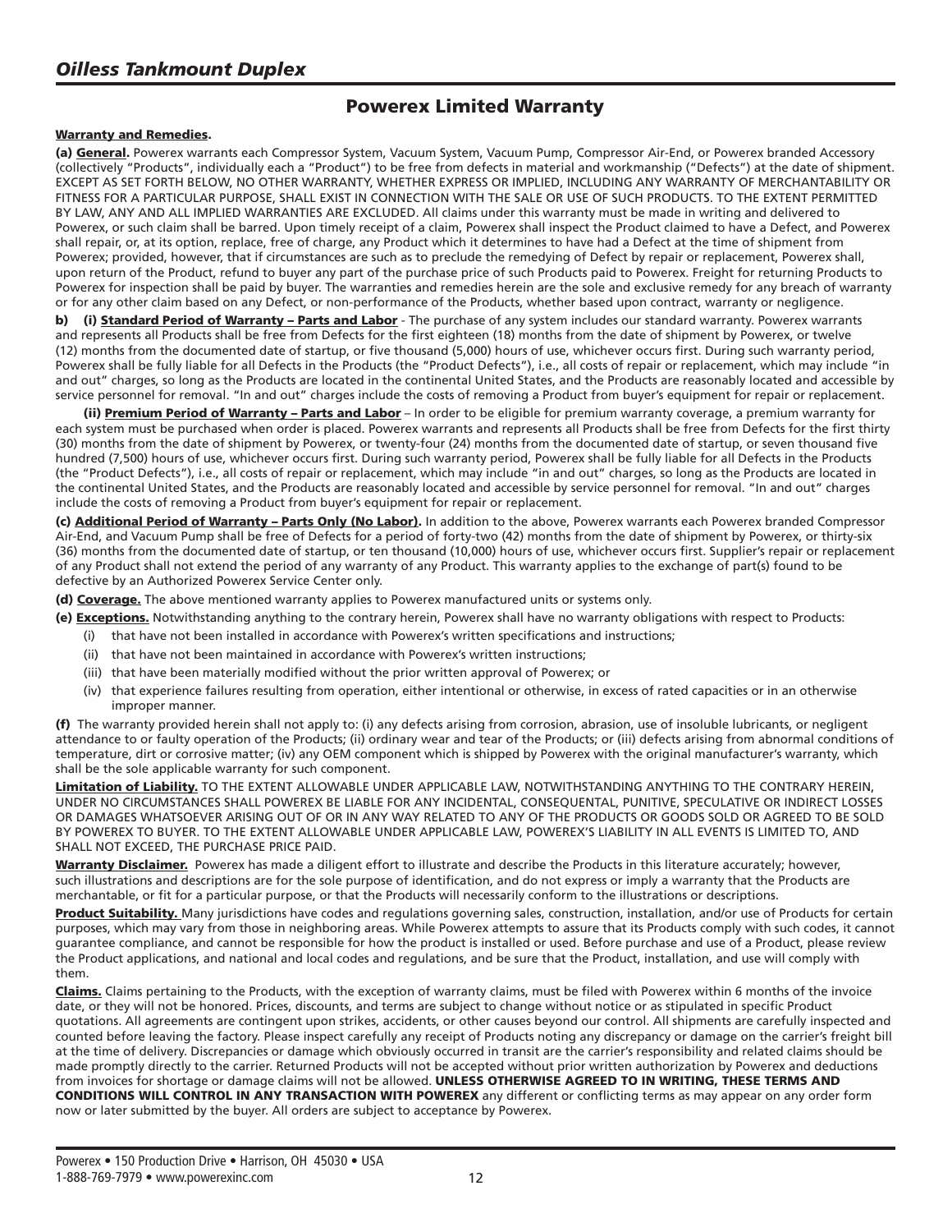## Powerex Limited Warranty

**Warranty and Remedies.**

**(a) General.** Powerex warrants each Compressor System, Vacuum System, Vacuum Pump, Compressor Air-End, or Powerex branded Accessory (collectively "Products", individually each a "Product") to be free from defects in material and workmanship ("Defects") at the date of shipment. EXCEPT AS SET FORTH BELOW, NO OTHER WARRANTY, WHETHER EXPRESS OR IMPLIED, INCLUDING ANY WARRANTY OF MERCHANTABILITY OR FITNESS FOR A PARTICULAR PURPOSE, SHALL EXIST IN CONNECTION WITH THE SALE OR USE OF SUCH PRODUCTS. TO THE EXTENT PERMITTED BY LAW, ANY AND ALL IMPLIED WARRANTIES ARE EXCLUDED. All claims under this warranty must be made in writing and delivered to Powerex, or such claim shall be barred. Upon timely receipt of a claim, Powerex shall inspect the Product claimed to have a Defect, and Powerex shall repair, or, at its option, replace, free of charge, any Product which it determines to have had a Defect at the time of shipment from Powerex; provided, however, that if circumstances are such as to preclude the remedying of Defect by repair or replacement, Powerex shall, upon return of the Product, refund to buyer any part of the purchase price of such Products paid to Powerex. Freight for returning Products to Powerex for inspection shall be paid by buyer. The warranties and remedies herein are the sole and exclusive remedy for any breach of warranty or for any other claim based on any Defect, or non-performance of the Products, whether based upon contract, warranty or negligence.

**b) (i) Standard Period of Warranty – Parts and Labor** - The purchase of any system includes our standard warranty. Powerex warrants and represents all Products shall be free from Defects for the first eighteen (18) months from the date of shipment by Powerex, or twelve (12) months from the documented date of startup, or five thousand (5,000) hours of use, whichever occurs first. During such warranty period, Powerex shall be fully liable for all Defects in the Products (the "Product Defects"), i.e., all costs of repair or replacement, which may include "in and out" charges, so long as the Products are located in the continental United States, and the Products are reasonably located and accessible by service personnel for removal. "In and out" charges include the costs of removing a Product from buyer's equipment for repair or replacement.

**(ii) Premium Period of Warranty – Parts and Labor** – In order to be eligible for premium warranty coverage, a premium warranty for each system must be purchased when order is placed. Powerex warrants and represents all Products shall be free from Defects for the first thirty (30) months from the date of shipment by Powerex, or twenty-four (24) months from the documented date of startup, or seven thousand five hundred (7,500) hours of use, whichever occurs first. During such warranty period, Powerex shall be fully liable for all Defects in the Products (the "Product Defects"), i.e., all costs of repair or replacement, which may include "in and out" charges, so long as the Products are located in the continental United States, and the Products are reasonably located and accessible by service personnel for removal. "In and out" charges include the costs of removing a Product from buyer's equipment for repair or replacement.

**(c) Additional Period of Warranty – Parts Only (No Labor).** In addition to the above, Powerex warrants each Powerex branded Compressor Air-End, and Vacuum Pump shall be free of Defects for a period of forty-two (42) months from the date of shipment by Powerex, or thirty-six (36) months from the documented date of startup, or ten thousand (10,000) hours of use, whichever occurs first. Supplier's repair or replacement of any Product shall not extend the period of any warranty of any Product. This warranty applies to the exchange of part(s) found to be defective by an Authorized Powerex Service Center only.

**(d) Coverage.** The above mentioned warranty applies to Powerex manufactured units or systems only.

**(e) Exceptions.** Notwithstanding anything to the contrary herein, Powerex shall have no warranty obligations with respect to Products:

- (i) that have not been installed in accordance with Powerex's written specifications and instructions;
- (ii) that have not been maintained in accordance with Powerex's written instructions;
- (iii) that have been materially modified without the prior written approval of Powerex; or
- (iv) that experience failures resulting from operation, either intentional or otherwise, in excess of rated capacities or in an otherwise improper manner.

**(f)** The warranty provided herein shall not apply to: (i) any defects arising from corrosion, abrasion, use of insoluble lubricants, or negligent attendance to or faulty operation of the Products; (ii) ordinary wear and tear of the Products; or (iii) defects arising from abnormal conditions of temperature, dirt or corrosive matter; (iv) any OEM component which is shipped by Powerex with the original manufacturer's warranty, which shall be the sole applicable warranty for such component.

**Limitation of Liability.** TO THE EXTENT ALLOWABLE UNDER APPLICABLE LAW, NOTWITHSTANDING ANYTHING TO THE CONTRARY HEREIN, UNDER NO CIRCUMSTANCES SHALL POWEREX BE LIABLE FOR ANY INCIDENTAL, CONSEQUENTAL, PUNITIVE, SPECULATIVE OR INDIRECT LOSSES OR DAMAGES WHATSOEVER ARISING OUT OF OR IN ANY WAY RELATED TO ANY OF THE PRODUCTS OR GOODS SOLD OR AGREED TO BE SOLD BY POWEREX TO BUYER. TO THE EXTENT ALLOWABLE UNDER APPLICABLE LAW, POWEREX'S LIABILITY IN ALL EVENTS IS LIMITED TO, AND SHALL NOT EXCEED, THE PURCHASE PRICE PAID.

**Warranty Disclaimer.** Powerex has made a diligent effort to illustrate and describe the Products in this literature accurately; however, such illustrations and descriptions are for the sole purpose of identification, and do not express or imply a warranty that the Products are merchantable, or fit for a particular purpose, or that the Products will necessarily conform to the illustrations or descriptions.

**Product Suitability.** Many jurisdictions have codes and regulations governing sales, construction, installation, and/or use of Products for certain purposes, which may vary from those in neighboring areas. While Powerex attempts to assure that its Products comply with such codes, it cannot guarantee compliance, and cannot be responsible for how the product is installed or used. Before purchase and use of a Product, please review the Product applications, and national and local codes and regulations, and be sure that the Product, installation, and use will comply with them.

**Claims.** Claims pertaining to the Products, with the exception of warranty claims, must be filed with Powerex within 6 months of the invoice date, or they will not be honored. Prices, discounts, and terms are subject to change without notice or as stipulated in specific Product quotations. All agreements are contingent upon strikes, accidents, or other causes beyond our control. All shipments are carefully inspected and counted before leaving the factory. Please inspect carefully any receipt of Products noting any discrepancy or damage on the carrier's freight bill at the time of delivery. Discrepancies or damage which obviously occurred in transit are the carrier's responsibility and related claims should be made promptly directly to the carrier. Returned Products will not be accepted without prior written authorization by Powerex and deductions from invoices for shortage or damage claims will not be allowed. **UNLESS OTHERWISE AGREED TO IN WRITING, THESE TERMS AND CONDITIONS WILL CONTROL IN ANY TRANSACTION WITH POWEREX** any different or conflicting terms as may appear on any order form now or later submitted by the buyer. All orders are subject to acceptance by Powerex.

Powerex • 150 Production Drive • Harrison, OH 45030 • USA
1-888-769-7979 • www.powerexinc.com